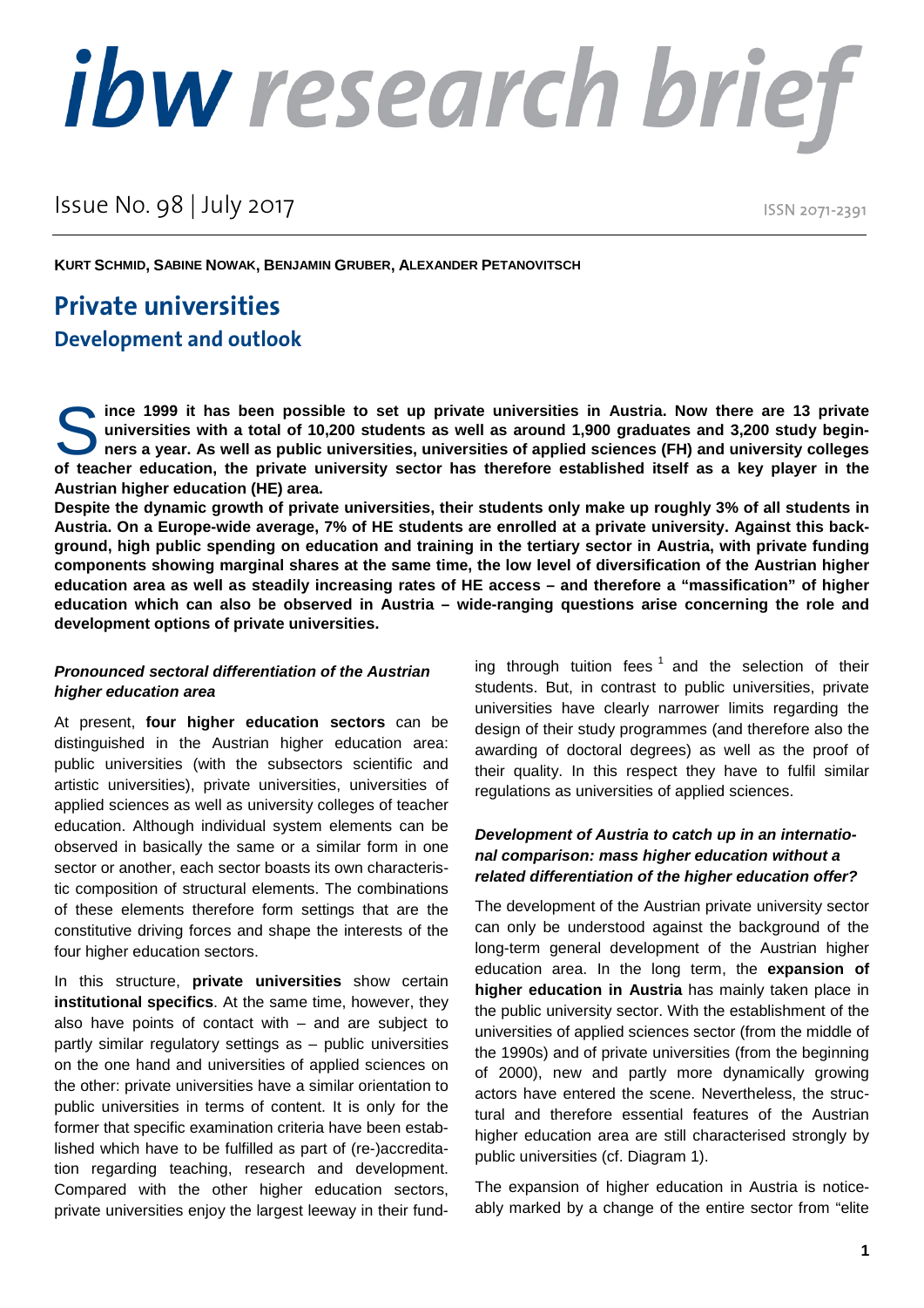# ibw research brief

Issue No. 98 | July 2017

ISSN 2071-2391

**KURT SCHMID, SABINE NOWAK, BENJAMIN GRUBER, ALEXANDER PETANOVITSCH**

## Private universities

### Development and outlook

**Since 1999 it has been possible to set up private universities in Austria. Now there are 13 private universities with a total of 10,200 students as well as around 1,900 graduates and 3,200 study beginners a year. As well as public universities, universities of applied sciences (FH) and university colleges of teacher education, the private university sector has therefore established itself as a key player in the Austrian higher education (HE) area.**

**Despite the dynamic growth of private universities, their students only make up roughly 3% of all students in Austria. On a Europe-wide average, 7% of HE students are enrolled at a private university. Against this background, high public spending on education and training in the tertiary sector in Austria, with private funding components showing marginal shares at the same time, the low level of diversification of the Austrian higher education area as well as steadily increasing rates of HE access – and therefore a "massification" of higher education which can also be observed in Austria – wide-ranging questions arise concerning the role and development options of private universities.**

#### *Pronounced sectoral differentiation of the Austrian higher education area*

At present, **four higher education sectors** can be distinguished in the Austrian higher education area: public universities (with the subsectors scientific and artistic universities), private universities, universities of applied sciences as well as university colleges of teacher education. Although individual system elements can be observed in basically the same or a similar form in one sector or another, each sector boasts its own characteristic composition of structural elements. The combinations of these elements therefore form settings that are the constitutive driving forces and shape the interests of the four higher education sectors.

In this structure, **private universities** show certain **institutional specifics**. At the same time, however, they also have points of contact with – and are subject to partly similar regulatory settings as – public universities on the one hand and universities of applied sciences on the other: private universities have a similar orientation to public universities in terms of content. It is only for the former that specific examination criteria have been established which have to be fulfilled as part of (re-)accreditation regarding teaching, research and development. Compared with the other higher education sectors, private universities enjoy the largest leeway in their funding through tuition fees [1] and the selection of their students. But, in contrast to public universities, private universities have clearly narrower limits regarding the design of their study programmes (and therefore also the awarding of doctoral degrees) as well as the proof of their quality. In this respect they have to fulfil similar regulations as universities of applied sciences.

#### *Development of Austria to catch up in an international comparison: mass higher education without a related differentiation of the higher education offer?*

The development of the Austrian private university sector can only be understood against the background of the long-term general development of the Austrian higher education area. In the long term, the **expansion of higher education in Austria** has mainly taken place in the public university sector. With the establishment of the universities of applied sciences sector (from the middle of the 1990s) and of private universities (from the beginning of 2000), new and partly more dynamically growing actors have entered the scene. Nevertheless, the structural and therefore essential features of the Austrian higher education area are still characterised strongly by public universities (cf. Diagram 1).

The expansion of higher education in Austria is noticeably marked by a change of the entire sector from "elite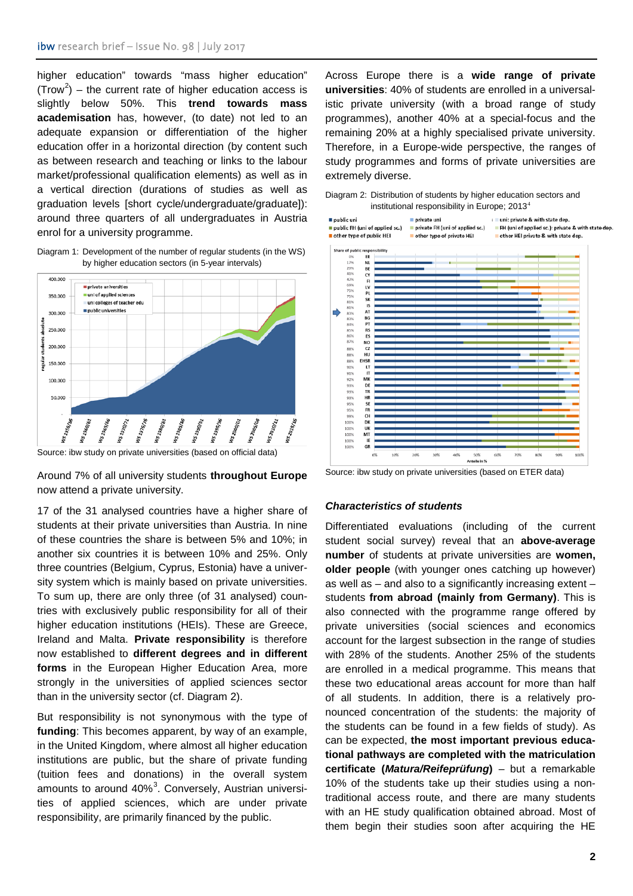higher education" towards "mass higher education" (Trow[2]) – the current rate of higher education access is slightly below 50%. This **trend towards mass academisation** has, however, (to date) not led to an adequate expansion or differentiation of the higher education offer in a horizontal direction (by content such as between research and teaching or links to the labour market/professional qualification elements) as well as in a vertical direction (durations of studies as well as graduation levels [short cycle/undergraduate/graduate]): around three quarters of all undergraduates in Austria enrol for a university programme.

Diagram 1: Development of the number of regular students (in the WS) by higher education sectors (in 5-year intervals)

Source: ibw study on private universities (based on official data)

Around 7% of all university students **throughout Europe** now attend a private university.

17 of the 31 analysed countries have a higher share of students at their private universities than Austria. In nine of these countries the share is between 5% and 10%; in another six countries it is between 10% and 25%. Only three countries (Belgium, Cyprus, Estonia) have a university system which is mainly based on private universities. To sum up, there are only three (of 31 analysed) countries with exclusively public responsibility for all of their higher education institutions (HEIs). These are Greece, Ireland and Malta. **Private responsibility** is therefore now established to **different degrees and in different forms** in the European Higher Education Area, more strongly in the universities of applied sciences sector than in the university sector (cf. Diagram 2).

But responsibility is not synonymous with the type of **funding**: This becomes apparent, by way of an example, in the United Kingdom, where almost all higher education institutions are public, but the share of private funding (tuition fees and donations) in the overall system amounts to around 40%[3]. Conversely, Austrian universities of applied sciences, which are under private responsibility, are primarily financed by the public.

Across Europe there is a **wide range of private universities**: 40% of students are enrolled in a universalistic private university (with a broad range of study programmes), another 40% at a special-focus and the remaining 20% at a highly specialised private university. Therefore, in a Europe-wide perspective, the ranges of study programmes and forms of private universities are extremely diverse.

Diagram 2: Distribution of students by higher education sectors and institutional responsibility in Europe; 2013[4]

Source: ibw study on private universities (based on ETER data)

### *Characteristics of students*

Differentiated evaluations (including of the current student social survey) reveal that an **above-average number** of students at private universities are **women, older people** (with younger ones catching up however) as well as – and also to a significantly increasing extent – students **from abroad (mainly from Germany)**. This is also connected with the programme range offered by private universities (social sciences and economics account for the largest subsection in the range of studies with 28% of the students. Another 25% of the students are enrolled in a medical programme. This means that these two educational areas account for more than half of all students. In addition, there is a relatively pronounced concentration of the students: the majority of the students can be found in a few fields of study). As can be expected, **the most important previous educational pathways are completed with the matriculation certificate (*Matura/Reifeprüfung*)** – but a remarkable 10% of the students take up their studies using a non-traditional access route, and there are many students with an HE study qualification obtained abroad. Most of them begin their studies soon after acquiring the HE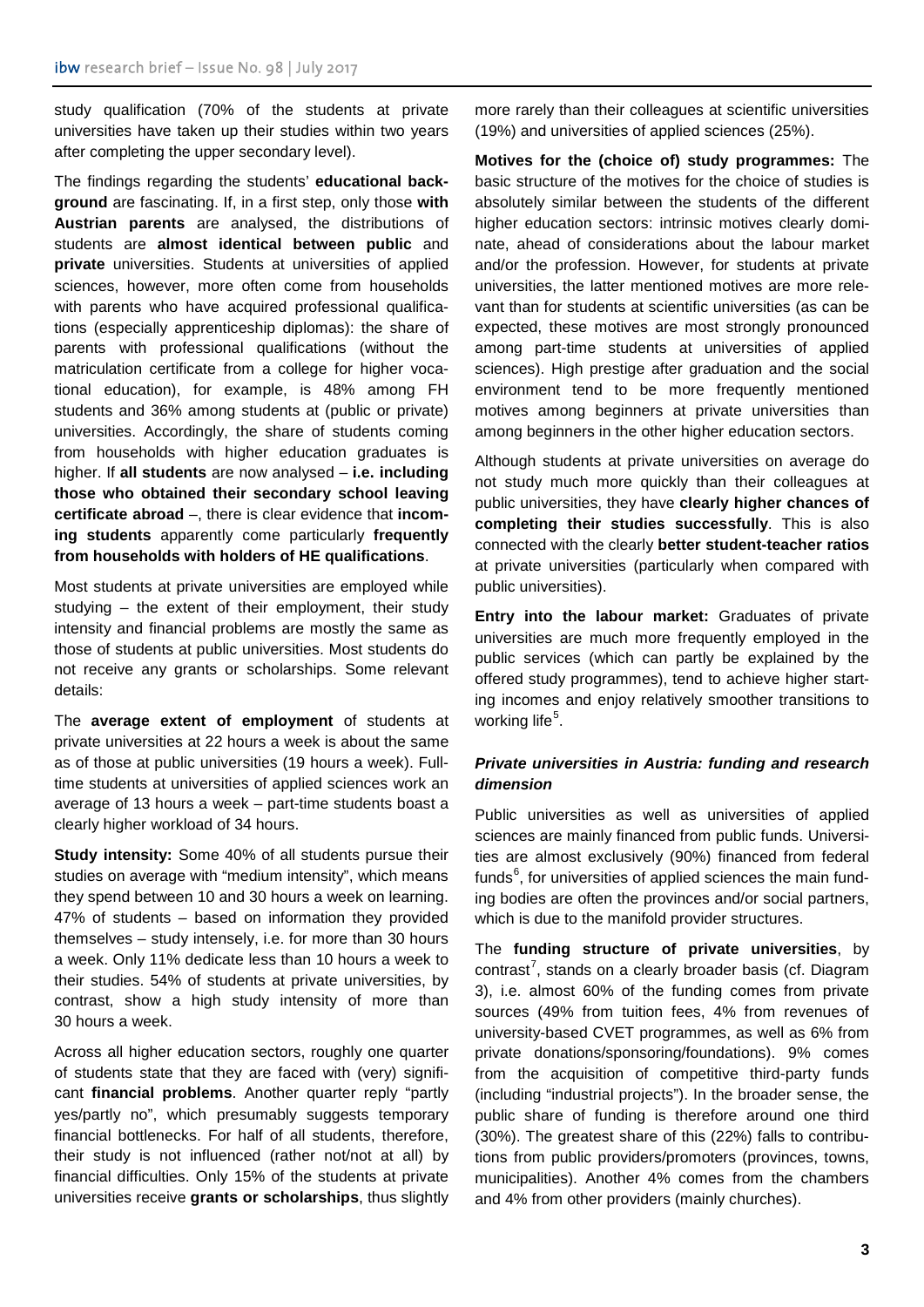study qualification (70% of the students at private universities have taken up their studies within two years after completing the upper secondary level).

The findings regarding the students' **educational background** are fascinating. If, in a first step, only those **with Austrian parents** are analysed, the distributions of students are **almost identical between public** and **private** universities. Students at universities of applied sciences, however, more often come from households with parents who have acquired professional qualifications (especially apprenticeship diplomas): the share of parents with professional qualifications (without the matriculation certificate from a college for higher vocational education), for example, is 48% among FH students and 36% among students at (public or private) universities. Accordingly, the share of students coming from households with higher education graduates is higher. If **all students** are now analysed – **i.e. including those who obtained their secondary school leaving certificate abroad** –, there is clear evidence that **incoming students** apparently come particularly **frequently from households with holders of HE qualifications**.

Most students at private universities are employed while studying – the extent of their employment, their study intensity and financial problems are mostly the same as those of students at public universities. Most students do not receive any grants or scholarships. Some relevant details:

The **average extent of employment** of students at private universities at 22 hours a week is about the same as of those at public universities (19 hours a week). Full-time students at universities of applied sciences work an average of 13 hours a week – part-time students boast a clearly higher workload of 34 hours.

**Study intensity:** Some 40% of all students pursue their studies on average with "medium intensity", which means they spend between 10 and 30 hours a week on learning. 47% of students – based on information they provided themselves – study intensely, i.e. for more than 30 hours a week. Only 11% dedicate less than 10 hours a week to their studies. 54% of students at private universities, by contrast, show a high study intensity of more than 30 hours a week.

Across all higher education sectors, roughly one quarter of students state that they are faced with (very) significant **financial problems**. Another quarter reply "partly yes/partly no", which presumably suggests temporary financial bottlenecks. For half of all students, therefore, their study is not influenced (rather not/not at all) by financial difficulties. Only 15% of the students at private universities receive **grants or scholarships**, thus slightly more rarely than their colleagues at scientific universities (19%) and universities of applied sciences (25%).

**Motives for the (choice of) study programmes:** The basic structure of the motives for the choice of studies is absolutely similar between the students of the different higher education sectors: intrinsic motives clearly dominate, ahead of considerations about the labour market and/or the profession. However, for students at private universities, the latter mentioned motives are more relevant than for students at scientific universities (as can be expected, these motives are most strongly pronounced among part-time students at universities of applied sciences). High prestige after graduation and the social environment tend to be more frequently mentioned motives among beginners at private universities than among beginners in the other higher education sectors.

Although students at private universities on average do not study much more quickly than their colleagues at public universities, they have **clearly higher chances of completing their studies successfully**. This is also connected with the clearly **better student-teacher ratios** at private universities (particularly when compared with public universities).

**Entry into the labour market:** Graduates of private universities are much more frequently employed in the public services (which can partly be explained by the offered study programmes), tend to achieve higher starting incomes and enjoy relatively smoother transitions to working life[5].

### *Private universities in Austria: funding and research dimension*

Public universities as well as universities of applied sciences are mainly financed from public funds. Universities are almost exclusively (90%) financed from federal funds[6], for universities of applied sciences the main funding bodies are often the provinces and/or social partners, which is due to the manifold provider structures.

The **funding structure of private universities**, by contrast[7], stands on a clearly broader basis (cf. Diagram 3), i.e. almost 60% of the funding comes from private sources (49% from tuition fees, 4% from revenues of university-based CVET programmes, as well as 6% from private donations/sponsoring/foundations). 9% comes from the acquisition of competitive third-party funds (including "industrial projects"). In the broader sense, the public share of funding is therefore around one third (30%). The greatest share of this (22%) falls to contributions from public providers/promoters (provinces, towns, municipalities). Another 4% comes from the chambers and 4% from other providers (mainly churches).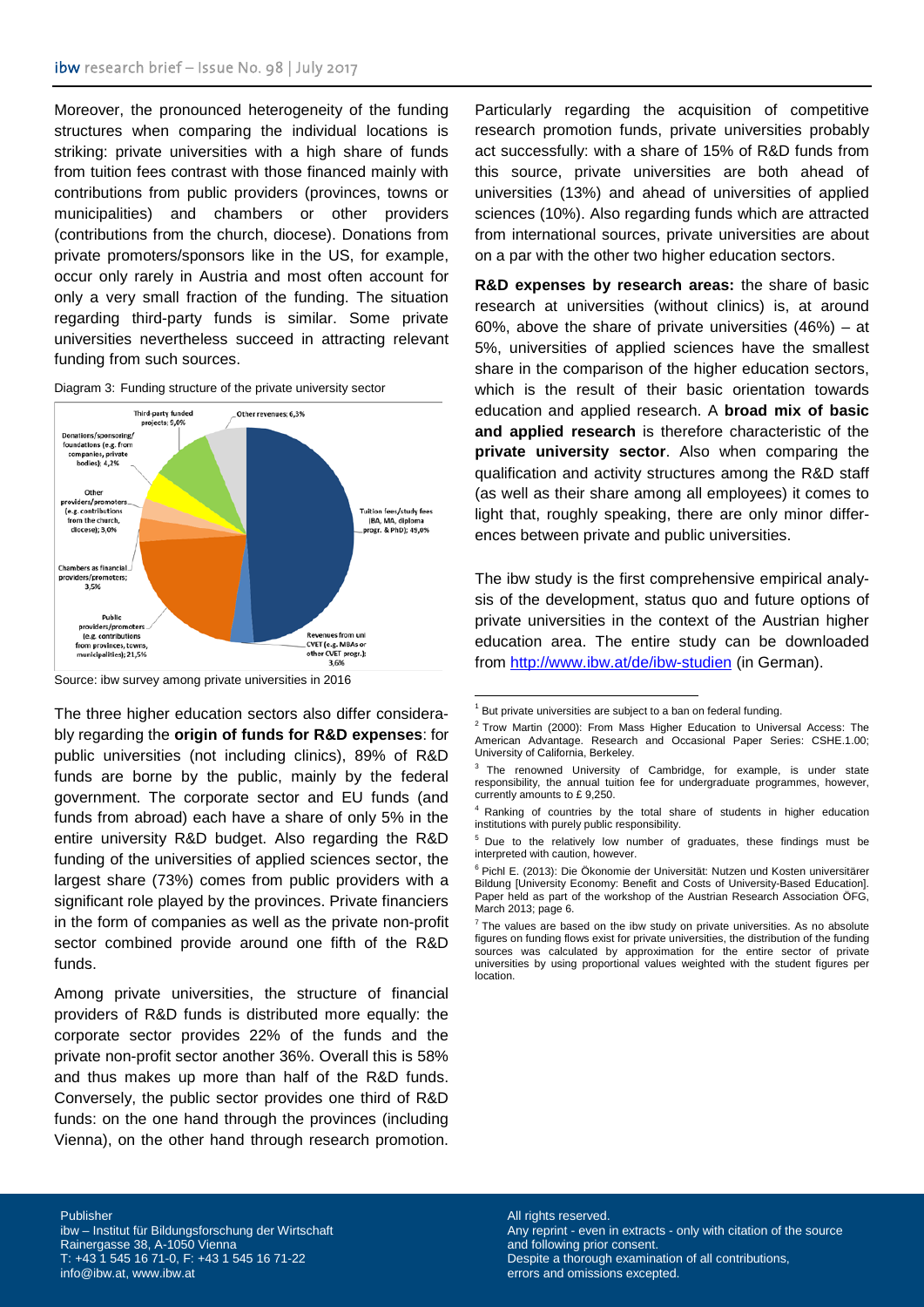Moreover, the pronounced heterogeneity of the funding structures when comparing the individual locations is striking: private universities with a high share of funds from tuition fees contrast with those financed mainly with contributions from public providers (provinces, towns or municipalities) and chambers or other providers (contributions from the church, diocese). Donations from private promoters/sponsors like in the US, for example, occur only rarely in Austria and most often account for only a very small fraction of the funding. The situation regarding third-party funds is similar. Some private universities nevertheless succeed in attracting relevant funding from such sources.

Diagram 3: Funding structure of the private university sector

Third-party funded projects; 9,0%
Other revenues; 6,3%
Donations/sponsoring/ foundations (e.g. from companies, private bodies); 4,2%
Other providers/promoters (e.g. contributions from the church, diocese); 3,0%
Chambers as financial providers/promoters; 3,5%
Public providers/promoters (e.g. contributions from provinces, towns, municipalities); 21,5%
Revenues from uni CVET (e.g. MBAs or other CVET progr.); 3,6%
Tuition fees/study fees (BA, MA, diploma progr. & PhD); 49,0%

Source: ibw survey among private universities in 2016

The three higher education sectors also differ considerably regarding the **origin of funds for R&D expenses**: for public universities (not including clinics), 89% of R&D funds are borne by the public, mainly by the federal government. The corporate sector and EU funds (and funds from abroad) each have a share of only 5% in the entire university R&D budget. Also regarding the R&D funding of the universities of applied sciences sector, the largest share (73%) comes from public providers with a significant role played by the provinces. Private financiers in the form of companies as well as the private non-profit sector combined provide around one fifth of the R&D funds.

Among private universities, the structure of financial providers of R&D funds is distributed more equally: the corporate sector provides 22% of the funds and the private non-profit sector another 36%. Overall this is 58% and thus makes up more than half of the R&D funds. Conversely, the public sector provides one third of R&D funds: on the one hand through the provinces (including Vienna), on the other hand through research promotion. Particularly regarding the acquisition of competitive research promotion funds, private universities probably act successfully: with a share of 15% of R&D funds from this source, private universities are both ahead of universities (13%) and ahead of universities of applied sciences (10%). Also regarding funds which are attracted from international sources, private universities are about on a par with the other two higher education sectors.

**R&D expenses by research areas:** the share of basic research at universities (without clinics) is, at around 60%, above the share of private universities (46%) – at 5%, universities of applied sciences have the smallest share in the comparison of the higher education sectors, which is the result of their basic orientation towards education and applied research. A **broad mix of basic and applied research** is therefore characteristic of the **private university sector**. Also when comparing the qualification and activity structures among the R&D staff (as well as their share among all employees) it comes to light that, roughly speaking, there are only minor differences between private and public universities.

The ibw study is the first comprehensive empirical analysis of the development, status quo and future options of private universities in the context of the Austrian higher education area. The entire study can be downloaded from http://www.ibw.at/de/ibw-studien (in German).

---

[1] But private universities are subject to a ban on federal funding.

[2] Trow Martin (2000): From Mass Higher Education to Universal Access: The American Advantage. Research and Occasional Paper Series: CSHE.1.00; University of California, Berkeley.

[3] The renowned University of Cambridge, for example, is under state responsibility, the annual tuition fee for undergraduate programmes, however, currently amounts to £ 9,250.

[4] Ranking of countries by the total share of students in higher education institutions with purely public responsibility.

[5] Due to the relatively low number of graduates, these findings must be interpreted with caution, however.

[6] Pichl E. (2013): Die Ökonomie der Universität: Nutzen und Kosten universitärer Bildung [University Economy: Benefit and Costs of University-Based Education]. Paper held as part of the workshop of the Austrian Research Association ÖFG, March 2013; page 6.

[7] The values are based on the ibw study on private universities. As no absolute figures on funding flows exist for private universities, the distribution of the funding sources was calculated by approximation for the entire sector of private universities by using proportional values weighted with the student figures per location.

Publisher
ibw – Institut für Bildungsforschung der Wirtschaft
Rainergasse 38, A-1050 Vienna
T: +43 1 545 16 71-0, F: +43 1 545 16 71-22
info@ibw.at, www.ibw.at

All rights reserved.
Any reprint - even in extracts - only with citation of the source and following prior consent.
Despite a thorough examination of all contributions, errors and omissions excepted.